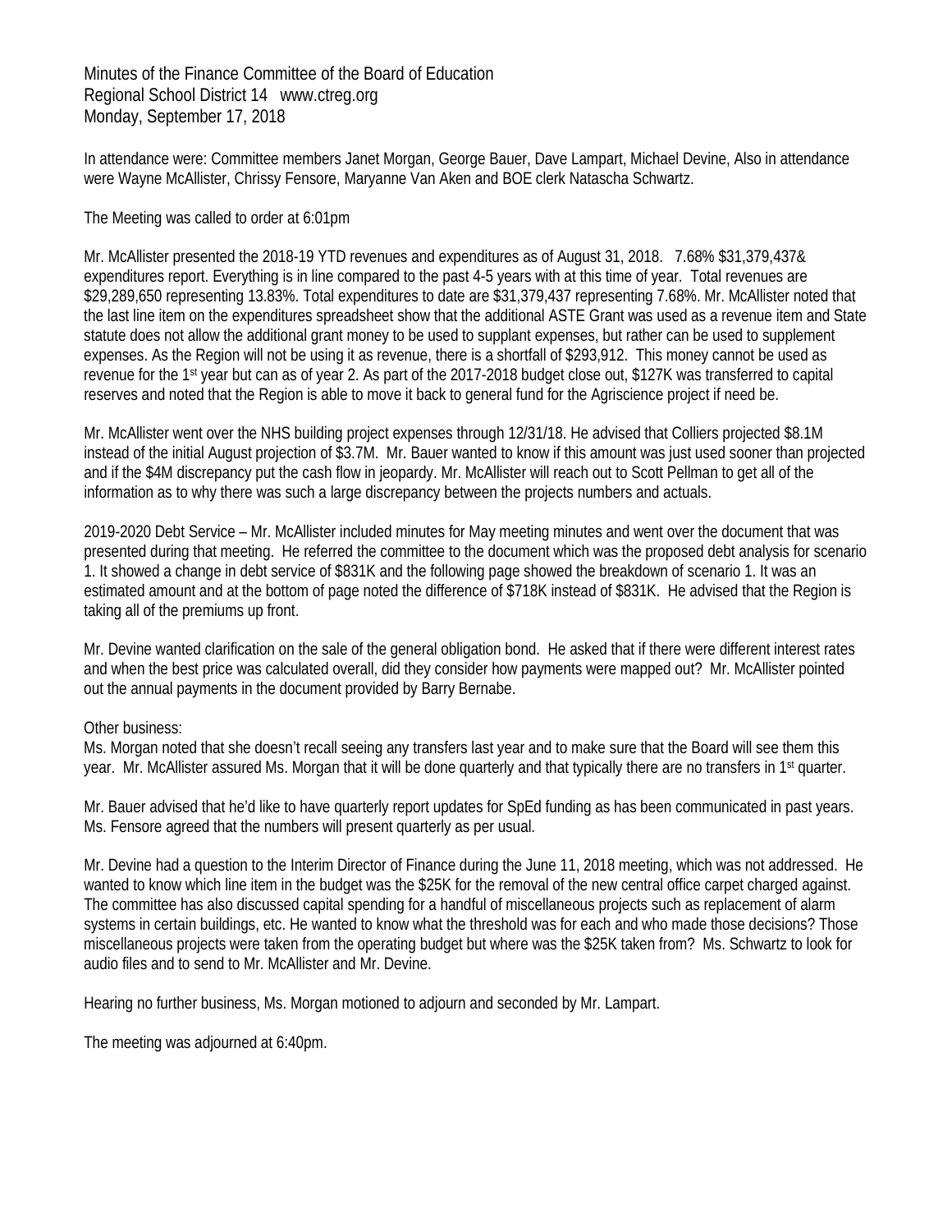Minutes of the Finance Committee of the Board of Education
Regional School District 14 www.ctreg.org
Monday, September 17, 2018

In attendance were: Committee members Janet Morgan, George Bauer, Dave Lampart, Michael Devine, Also in attendance were Wayne McAllister, Chrissy Fensore, Maryanne Van Aken and BOE clerk Natascha Schwartz.

The Meeting was called to order at 6:01pm

Mr. McAllister presented the 2018-19 YTD revenues and expenditures as of August 31, 2018. 7.68% $31,379,437& expenditures report. Everything is in line compared to the past 4-5 years with at this time of year. Total revenues are $29,289,650 representing 13.83%. Total expenditures to date are $31,379,437 representing 7.68%. Mr. McAllister noted that the last line item on the expenditures spreadsheet show that the additional ASTE Grant was used as a revenue item and State statute does not allow the additional grant money to be used to supplant expenses, but rather can be used to supplement expenses. As the Region will not be using it as revenue, there is a shortfall of $293,912. This money cannot be used as revenue for the 1st year but can as of year 2. As part of the 2017-2018 budget close out, $127K was transferred to capital reserves and noted that the Region is able to move it back to general fund for the Agriscience project if need be.

Mr. McAllister went over the NHS building project expenses through 12/31/18. He advised that Colliers projected $8.1M instead of the initial August projection of $3.7M. Mr. Bauer wanted to know if this amount was just used sooner than projected and if the $4M discrepancy put the cash flow in jeopardy. Mr. McAllister will reach out to Scott Pellman to get all of the information as to why there was such a large discrepancy between the projects numbers and actuals.

2019-2020 Debt Service – Mr. McAllister included minutes for May meeting minutes and went over the document that was presented during that meeting. He referred the committee to the document which was the proposed debt analysis for scenario 1. It showed a change in debt service of $831K and the following page showed the breakdown of scenario 1. It was an estimated amount and at the bottom of page noted the difference of $718K instead of $831K. He advised that the Region is taking all of the premiums up front.

Mr. Devine wanted clarification on the sale of the general obligation bond. He asked that if there were different interest rates and when the best price was calculated overall, did they consider how payments were mapped out? Mr. McAllister pointed out the annual payments in the document provided by Barry Bernabe.

Other business:
Ms. Morgan noted that she doesn't recall seeing any transfers last year and to make sure that the Board will see them this year. Mr. McAllister assured Ms. Morgan that it will be done quarterly and that typically there are no transfers in 1st quarter.

Mr. Bauer advised that he'd like to have quarterly report updates for SpEd funding as has been communicated in past years. Ms. Fensore agreed that the numbers will present quarterly as per usual.

Mr. Devine had a question to the Interim Director of Finance during the June 11, 2018 meeting, which was not addressed. He wanted to know which line item in the budget was the $25K for the removal of the new central office carpet charged against. The committee has also discussed capital spending for a handful of miscellaneous projects such as replacement of alarm systems in certain buildings, etc. He wanted to know what the threshold was for each and who made those decisions? Those miscellaneous projects were taken from the operating budget but where was the $25K taken from? Ms. Schwartz to look for audio files and to send to Mr. McAllister and Mr. Devine.

Hearing no further business, Ms. Morgan motioned to adjourn and seconded by Mr. Lampart.

The meeting was adjourned at 6:40pm.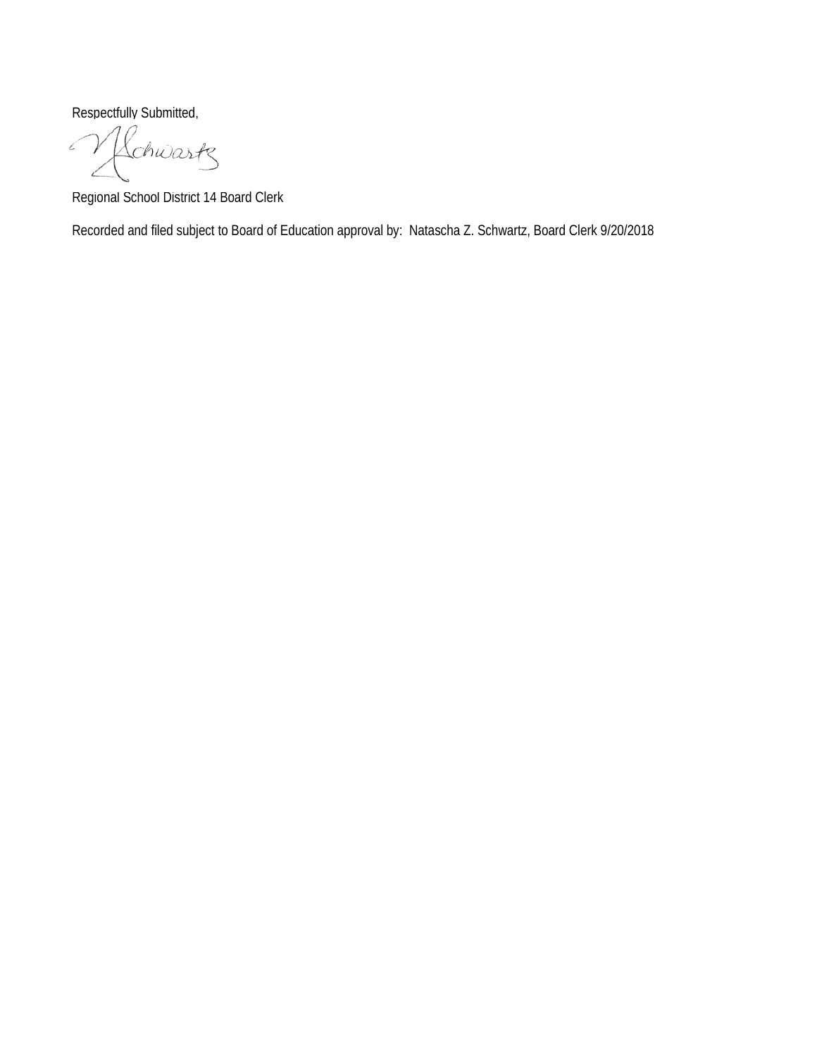Respectfully Submitted,

Regional School District 14 Board Clerk

Recorded and filed subject to Board of Education approval by: Natascha Z. Schwartz, Board Clerk 9/20/2018